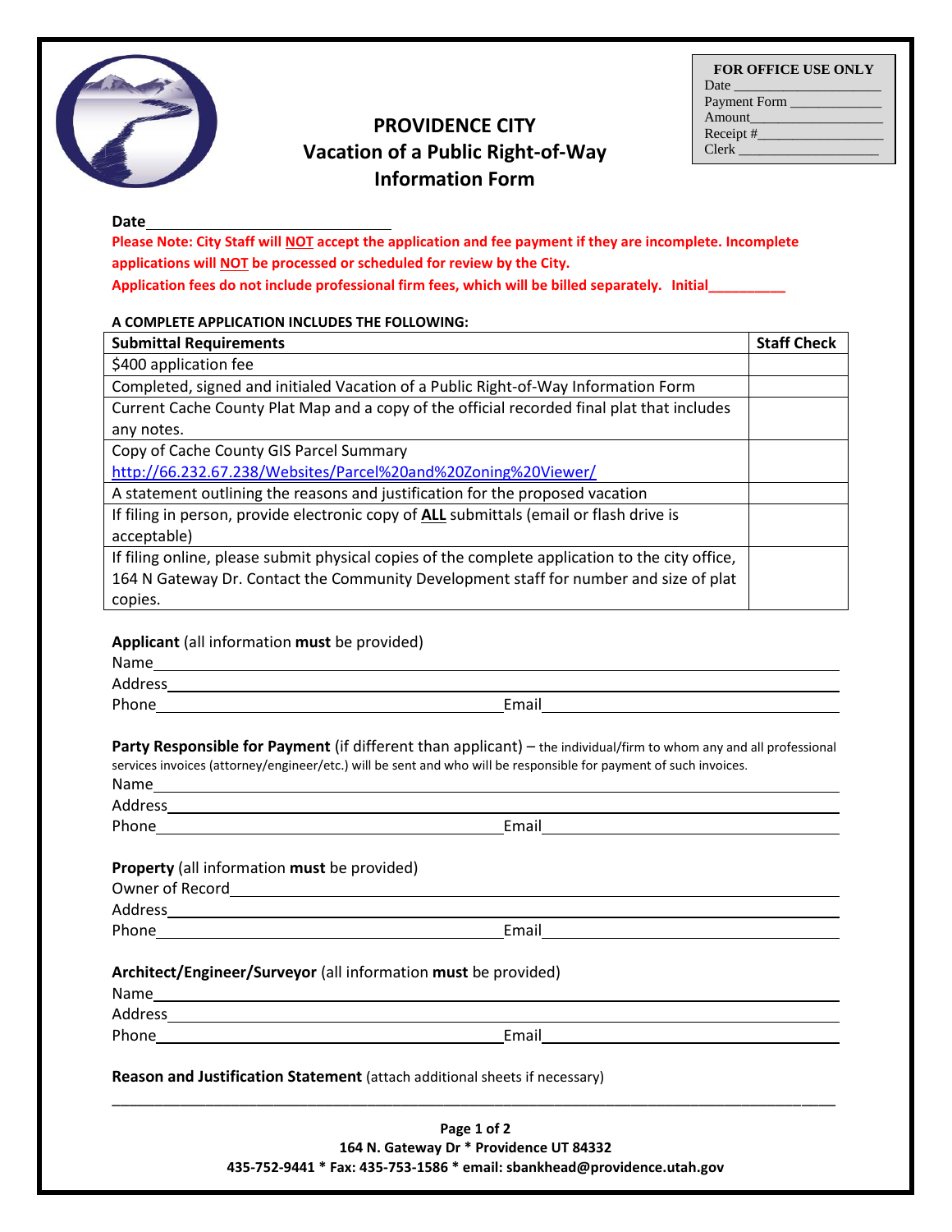| FOR OFFICE USE ONLY |
|---|
| Date ____________________ |
| Payment Form ____________ |
| Amount__________________ |
| Receipt #________________ |
| Clerk ___________________ |

# PROVIDENCE CITY
## Vacation of a Public Right-of-Way Information Form

**Date**______________________________

**Please Note: City Staff will NOT accept the application and fee payment if they are incomplete. Incomplete applications will NOT be processed or scheduled for review by the City.**

**Application fees do not include professional firm fees, which will be billed separately. Initial__________**

**A COMPLETE APPLICATION INCLUDES THE FOLLOWING:**

| Submittal Requirements | Staff Check |
|---|---|
| $400 application fee | |
| Completed, signed and initialed Vacation of a Public Right-of-Way Information Form | |
| Current Cache County Plat Map and a copy of the official recorded final plat that includes any notes. | |
| Copy of Cache County GIS Parcel Summary http://66.232.67.238/Websites/Parcel%20and%20Zoning%20Viewer/ | |
| A statement outlining the reasons and justification for the proposed vacation | |
| If filing in person, provide electronic copy of **ALL** submittals (email or flash drive is acceptable) | |
| If filing online, please submit physical copies of the complete application to the city office, 164 N Gateway Dr. Contact the Community Development staff for number and size of plat copies. | |

**Applicant** (all information **must** be provided)

Name______________________________________________

Address____________________________________________

Phone______________________ Email__________________________

**Party Responsible for Payment** (if different than applicant) – the individual/firm to whom any and all professional services invoices (attorney/engineer/etc.) will be sent and who will be responsible for payment of such invoices.

Name______________________________________________

Address____________________________________________

Phone______________________ Email__________________________

**Property** (all information **must** be provided)

Owner of Record______________________________________

Address____________________________________________

Phone______________________ Email__________________________

**Architect/Engineer/Surveyor** (all information **must** be provided)

Name______________________________________________

Address____________________________________________

Phone______________________ Email__________________________

**Reason and Justification Statement** (attach additional sheets if necessary)

__________________________________________________________________________

**164 N. Gateway Dr * Providence UT 84332**

**435-752-9441 * Fax: 435-753-1586 * email: sbankhead@providence.utah.gov**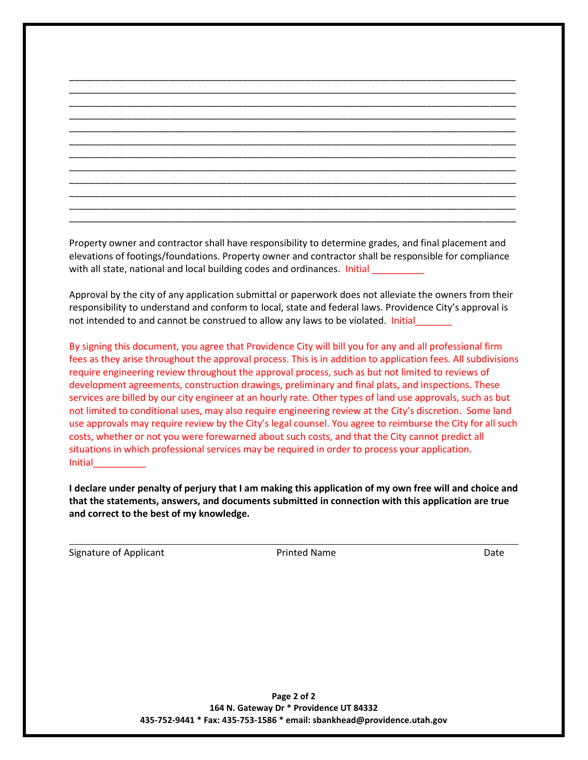\_\_\_\_\_\_\_\_\_\_\_\_\_\_\_\_\_\_\_\_\_\_\_\_\_\_\_\_\_\_\_\_\_\_\_\_\_\_\_\_\_\_\_\_\_\_\_\_\_\_\_\_\_\_\_\_\_\_\_\_\_\_\_\_\_\_\_\_\_\_\_\_\_\_\_\_\_\_
________________________________________________________________________________
________________________________________________________________________________
________________________________________________________________________________
________________________________________________________________________________
________________________________________________________________________________
________________________________________________________________________________
________________________________________________________________________________
________________________________________________________________________________
________________________________________________________________________________
________________________________________________________________________________
________________________________________________________________________________

Property owner and contractor shall have responsibility to determine grades, and final placement and elevations of footings/foundations. Property owner and contractor shall be responsible for compliance with all state, national and local building codes and ordinances. Initial __________

Approval by the city of any application submittal or paperwork does not alleviate the owners from their responsibility to understand and conform to local, state and federal laws. Providence City's approval is not intended to and cannot be construed to allow any laws to be violated. Initial_______

By signing this document, you agree that Providence City will bill you for any and all professional firm fees as they arise throughout the approval process. This is in addition to application fees. All subdivisions require engineering review throughout the approval process, such as but not limited to reviews of development agreements, construction drawings, preliminary and final plats, and inspections. These services are billed by our city engineer at an hourly rate. Other types of land use approvals, such as but not limited to conditional uses, may also require engineering review at the City's discretion. Some land use approvals may require review by the City's legal counsel. You agree to reimburse the City for all such costs, whether or not you were forewarned about such costs, and that the City cannot predict all situations in which professional services may be required in order to process your application. Initial__________

**I declare under penalty of perjury that I am making this application of my own free will and choice and that the statements, answers, and documents submitted in connection with this application are true and correct to the best of my knowledge.**

________________________________________________________________________________

Signature of Applicant                    Printed Name                    Date

**164 N. Gateway Dr * Providence UT 84332**
**435-752-9441 * Fax: 435-753-1586 * email: sbankhead@providence.utah.gov**